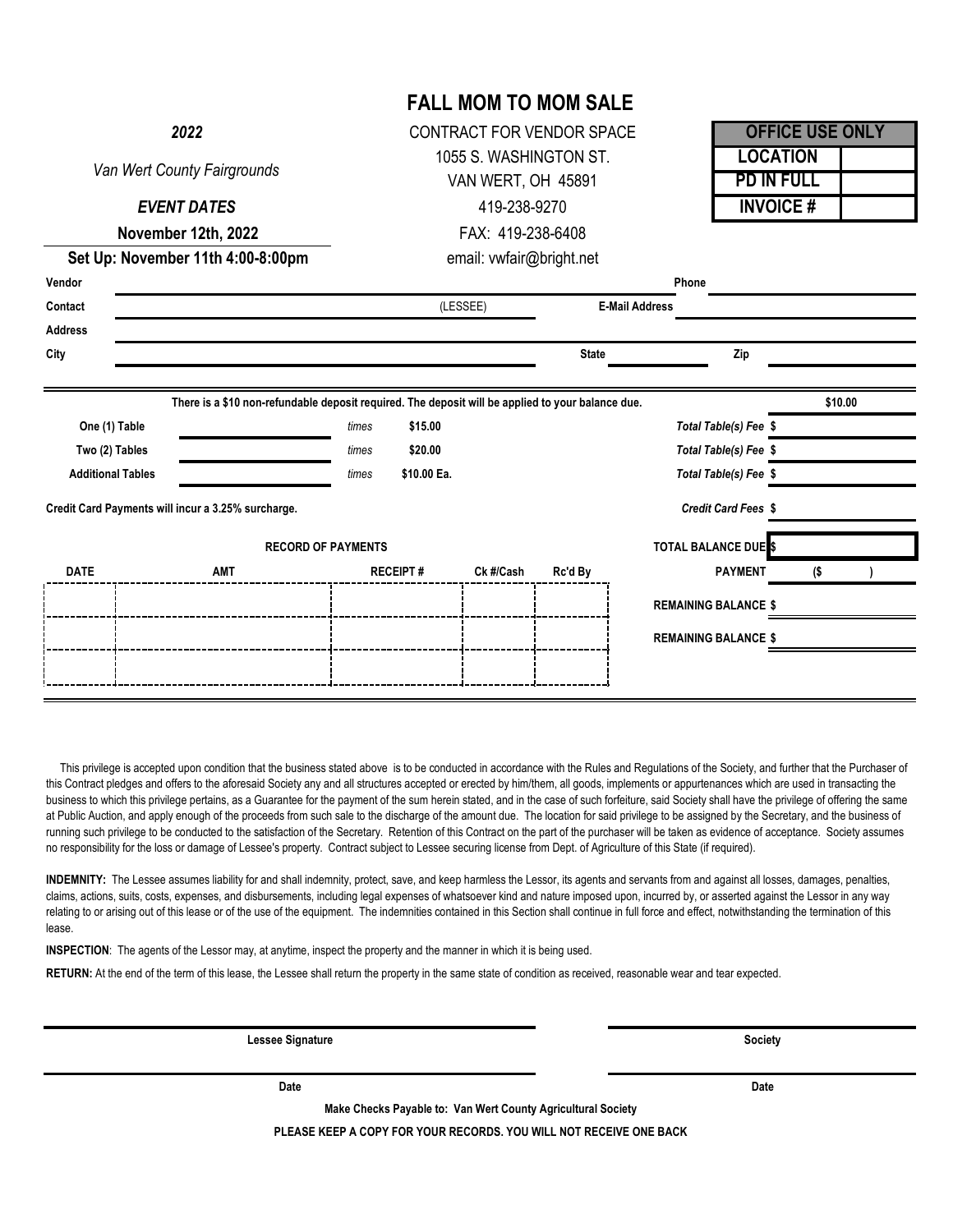# FALL MOM TO MOM SALE

*2022*

*Van Wert County Fairgrounds*

***EVENT DATES***

**November 12th, 2022**

**Set Up: November 11th 4:00-8:00pm**

CONTRACT FOR VENDOR SPACE
1055 S. WASHINGTON ST.
VAN WERT, OH 45891
419-238-9270
FAX: 419-238-6408
email: vwfair@bright.net

| OFFICE USE ONLY | |
|---|---|
| LOCATION | |
| PD IN FULL | |
| INVOICE # | |

**Vendor** ______________________________ **Phone** ______________________________

**Contact** ______________________________ (LESSEE) **E-Mail Address** ______________________________

**Address** ______________________________

**City** ______________________________ **State** __________ **Zip** __________

**There is a $10 non-refundable deposit required. The deposit will be applied to your balance due.** **$10.00**

| | | | | | |
|---|---|---|---|---|---|
| **One (1) Table** | | *times* | **$15.00** | ***Total Table(s) Fee*** **$** | |
| **Two (2) Tables** | | *times* | **$20.00** | ***Total Table(s) Fee*** **$** | |
| **Additional Tables** | | *times* | **$10.00 Ea.** | ***Total Table(s) Fee*** **$** | |

**Credit Card Payments will incur a 3.25% surcharge.** ***Credit Card Fees*** **$**

**RECORD OF PAYMENTS** **TOTAL BALANCE DUE $**

| DATE | AMT | RECEIPT # | Ck #/Cash | Rc'd By | | |
|---|---|---|---|---|---|---|
| | | | | | **PAYMENT** | **($ )** |
| | | | | | **REMAINING BALANCE $** | |
| | | | | | **REMAINING BALANCE $** | |

This privilege is accepted upon condition that the business stated above is to be conducted in accordance with the Rules and Regulations of the Society, and further that the Purchaser of this Contract pledges and offers to the aforesaid Society any and all structures accepted or erected by him/them, all goods, implements or appurtenances which are used in transacting the business to which this privilege pertains, as a Guarantee for the payment of the sum herein stated, and in the case of such forfeiture, said Society shall have the privilege of offering the same at Public Auction, and apply enough of the proceeds from such sale to the discharge of the amount due. The location for said privilege to be assigned by the Secretary, and the business of running such privilege to be conducted to the satisfaction of the Secretary. Retention of this Contract on the part of the purchaser will be taken as evidence of acceptance. Society assumes no responsibility for the loss or damage of Lessee's property. Contract subject to Lessee securing license from Dept. of Agriculture of this State (if required).

**INDEMNITY:** The Lessee assumes liability for and shall indemnity, protect, save, and keep harmless the Lessor, its agents and servants from and against all losses, damages, penalties, claims, actions, suits, costs, expenses, and disbursements, including legal expenses of whatsoever kind and nature imposed upon, incurred by, or asserted against the Lessor in any way relating to or arising out of this lease or of the use of the equipment. The indemnities contained in this Section shall continue in full force and effect, notwithstanding the termination of this lease.

**INSPECTION**: The agents of the Lessor may, at anytime, inspect the property and the manner in which it is being used.

**RETURN:** At the end of the term of this lease, the Lessee shall return the property in the same state of condition as received, reasonable wear and tear expected.

______________________________ **Lessee Signature** ______________________________ **Society**

______________________________ **Date** ______________________________ **Date**

**Make Checks Payable to: Van Wert County Agricultural Society**

**PLEASE KEEP A COPY FOR YOUR RECORDS. YOU WILL NOT RECEIVE ONE BACK**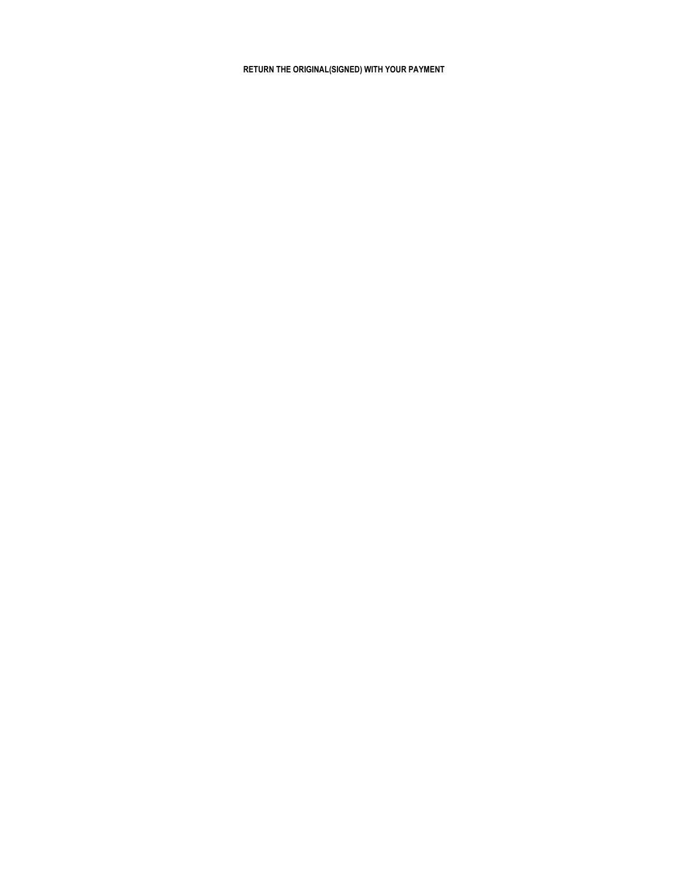**RETURN THE ORIGINAL(SIGNED) WITH YOUR PAYMENT**